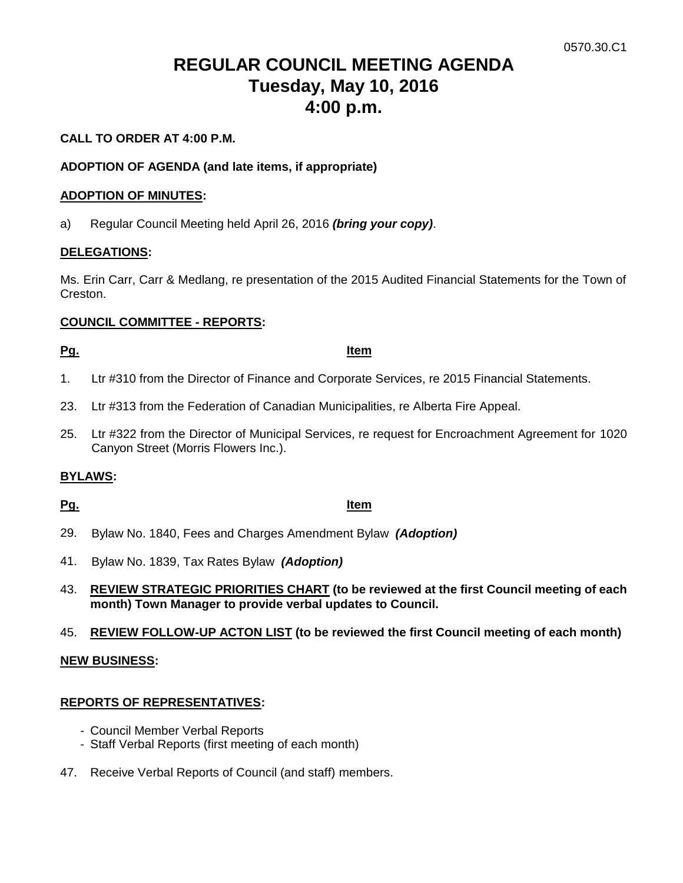0570.30.C1

# REGULAR COUNCIL MEETING AGENDA
# Tuesday, May 10, 2016
# 4:00 p.m.

**CALL TO ORDER AT 4:00 P.M.**

**ADOPTION OF AGENDA (and late items, if appropriate)**

**ADOPTION OF MINUTES:**

a) Regular Council Meeting held April 26, 2016 ***(bring your copy)***.

**DELEGATIONS:**

Ms. Erin Carr, Carr & Medlang, re presentation of the 2015 Audited Financial Statements for the Town of Creston.

**COUNCIL COMMITTEE - REPORTS:**

| Pg. | Item |
|---|---|
| 1. | Ltr #310 from the Director of Finance and Corporate Services, re 2015 Financial Statements. |
| 23. | Ltr #313 from the Federation of Canadian Municipalities, re Alberta Fire Appeal. |
| 25. | Ltr #322 from the Director of Municipal Services, re request for Encroachment Agreement for 1020 Canyon Street (Morris Flowers Inc.). |

**BYLAWS:**

| Pg. | Item |
|---|---|
| 29. | Bylaw No. 1840, Fees and Charges Amendment Bylaw ***(Adoption)*** |
| 41. | Bylaw No. 1839, Tax Rates Bylaw ***(Adoption)*** |
| 43. | **REVIEW STRATEGIC PRIORITIES CHART (to be reviewed at the first Council meeting of each month) Town Manager to provide verbal updates to Council.** |
| 45. | **REVIEW FOLLOW-UP ACTON LIST (to be reviewed the first Council meeting of each month)** |

**NEW BUSINESS:**

**REPORTS OF REPRESENTATIVES:**

- Council Member Verbal Reports
- Staff Verbal Reports (first meeting of each month)

47. Receive Verbal Reports of Council (and staff) members.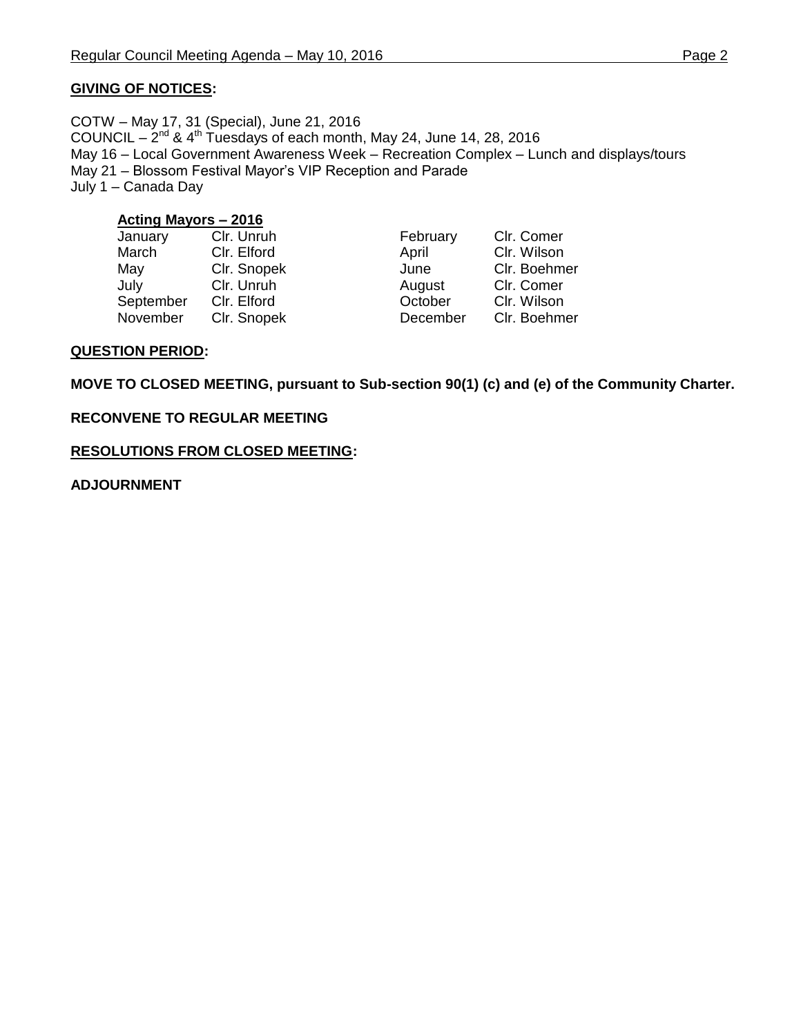**GIVING OF NOTICES:**

COTW – May 17, 31 (Special), June 21, 2016
COUNCIL – 2nd & 4th Tuesdays of each month, May 24, June 14, 28, 2016
May 16 – Local Government Awareness Week – Recreation Complex – Lunch and displays/tours
May 21 – Blossom Festival Mayor's VIP Reception and Parade
July 1 – Canada Day

**Acting Mayors – 2016**

| | | | |
|---|---|---|---|
| January | Clr. Unruh | February | Clr. Comer |
| March | Clr. Elford | April | Clr. Wilson |
| May | Clr. Snopek | June | Clr. Boehmer |
| July | Clr. Unruh | August | Clr. Comer |
| September | Clr. Elford | October | Clr. Wilson |
| November | Clr. Snopek | December | Clr. Boehmer |

**QUESTION PERIOD:**

**MOVE TO CLOSED MEETING, pursuant to Sub-section 90(1) (c) and (e) of the Community Charter.**

**RECONVENE TO REGULAR MEETING**

**RESOLUTIONS FROM CLOSED MEETING:**

**ADJOURNMENT**